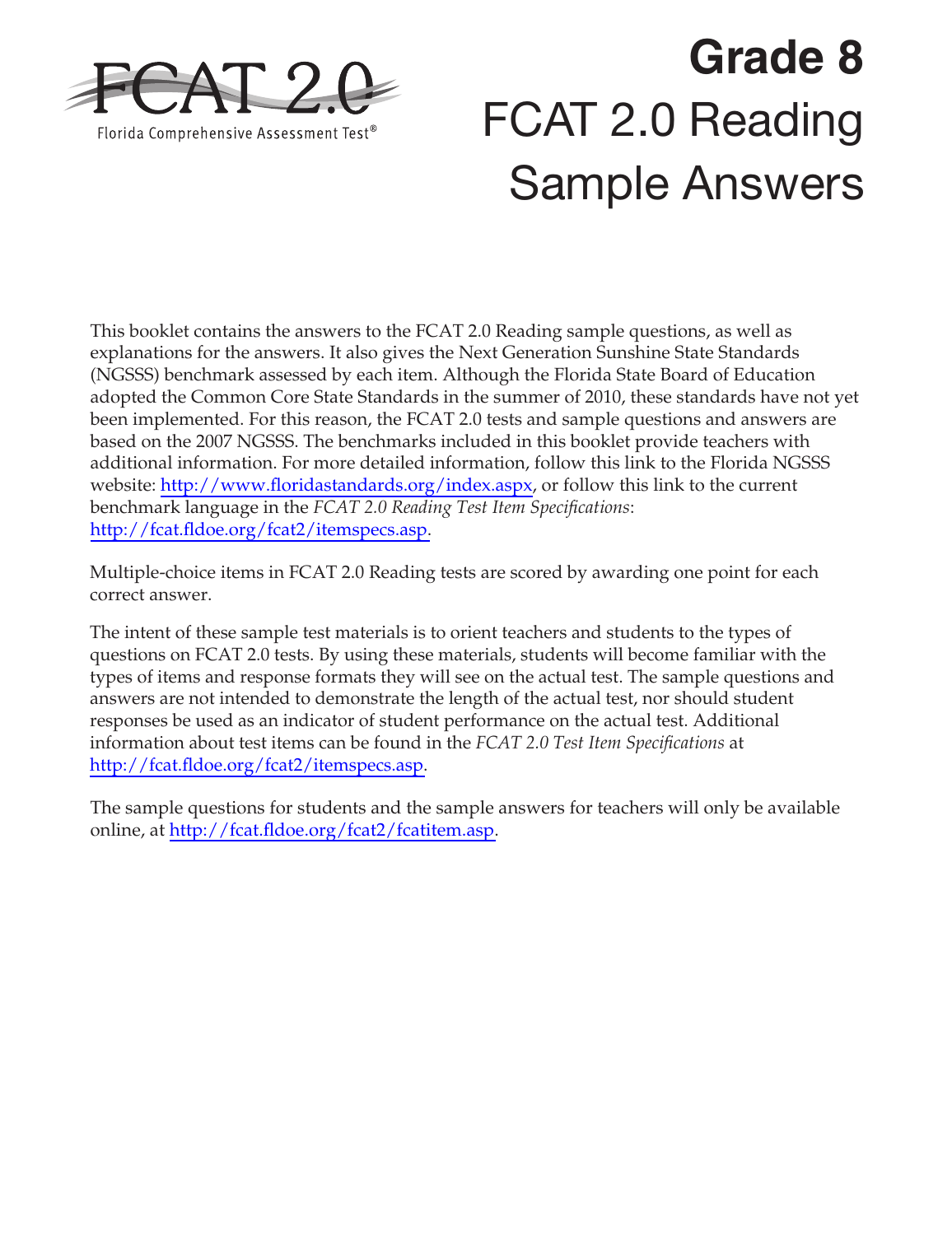FCAT 2.0

Florida Comprehensive Assessment Test®

# Grade 8

# FCAT 2.0 Reading Sample Answers

This booklet contains the answers to the FCAT 2.0 Reading sample questions, as well as explanations for the answers. It also gives the Next Generation Sunshine State Standards (NGSSS) benchmark assessed by each item. Although the Florida State Board of Education adopted the Common Core State Standards in the summer of 2010, these standards have not yet been implemented. For this reason, the FCAT 2.0 tests and sample questions and answers are based on the 2007 NGSSS. The benchmarks included in this booklet provide teachers with additional information. For more detailed information, follow this link to the Florida NGSSS website: http://www.floridastandards.org/index.aspx, or follow this link to the current benchmark language in the *FCAT 2.0 Reading Test Item Specifications*: http://fcat.fldoe.org/fcat2/itemspecs.asp.

Multiple-choice items in FCAT 2.0 Reading tests are scored by awarding one point for each correct answer.

The intent of these sample test materials is to orient teachers and students to the types of questions on FCAT 2.0 tests. By using these materials, students will become familiar with the types of items and response formats they will see on the actual test. The sample questions and answers are not intended to demonstrate the length of the actual test, nor should student responses be used as an indicator of student performance on the actual test. Additional information about test items can be found in the *FCAT 2.0 Test Item Specifications* at http://fcat.fldoe.org/fcat2/itemspecs.asp.

The sample questions for students and the sample answers for teachers will only be available online, at http://fcat.fldoe.org/fcat2/fcatitem.asp.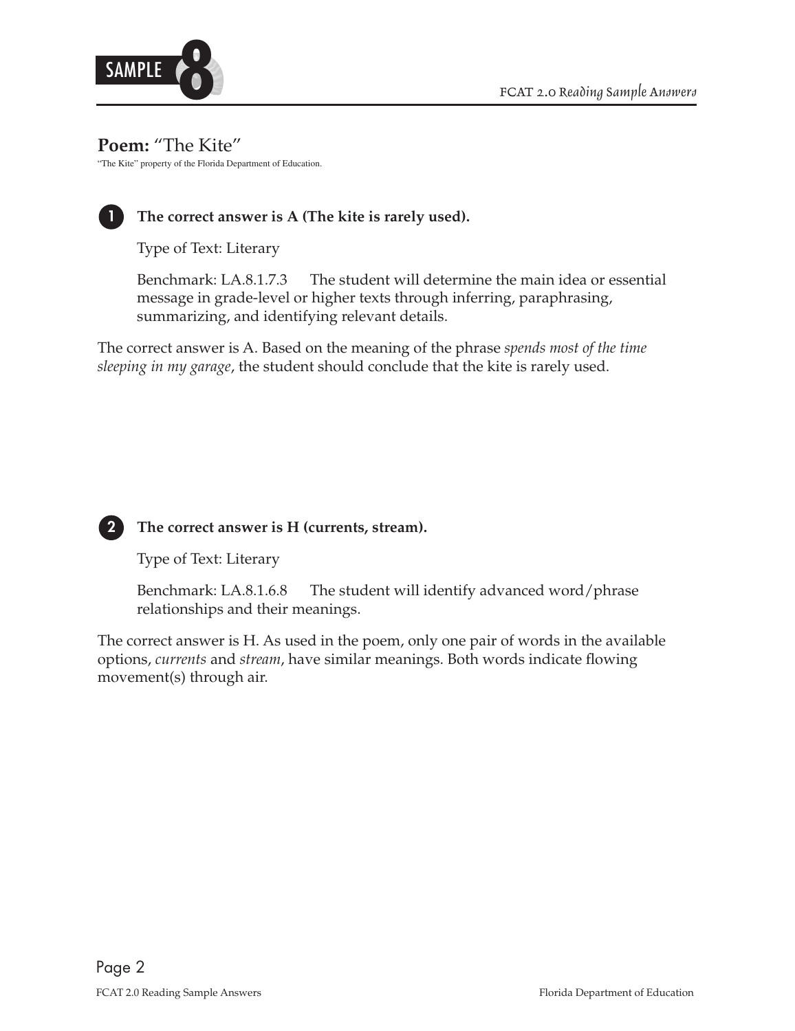**Poem:** "The Kite"

"The Kite" property of the Florida Department of Education.

**1** **The correct answer is A (The kite is rarely used).**

Type of Text: Literary

Benchmark: LA.8.1.7.3 The student will determine the main idea or essential message in grade-level or higher texts through inferring, paraphrasing, summarizing, and identifying relevant details.

The correct answer is A. Based on the meaning of the phrase *spends most of the time sleeping in my garage*, the student should conclude that the kite is rarely used.

**2** **The correct answer is H (currents, stream).**

Type of Text: Literary

Benchmark: LA.8.1.6.8 The student will identify advanced word/phrase relationships and their meanings.

The correct answer is H. As used in the poem, only one pair of words in the available options, *currents* and *stream*, have similar meanings. Both words indicate flowing movement(s) through air.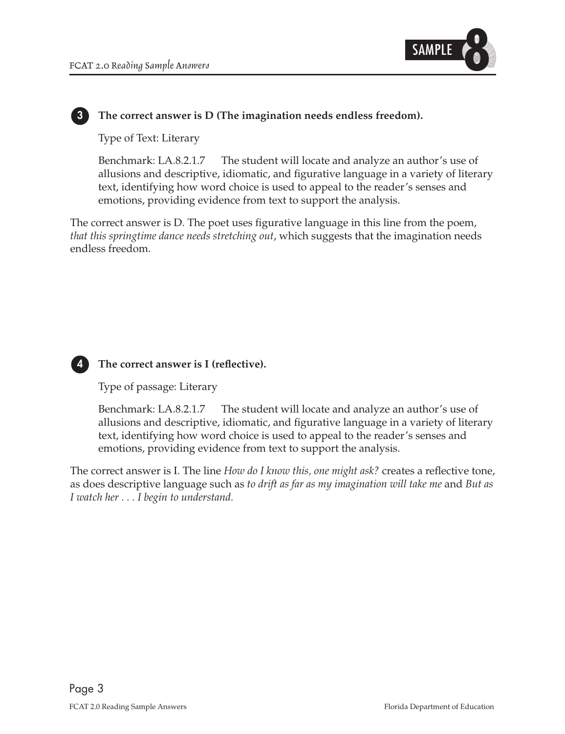**3 The correct answer is D (The imagination needs endless freedom).**

Type of Text: Literary

Benchmark: LA.8.2.1.7 The student will locate and analyze an author's use of allusions and descriptive, idiomatic, and figurative language in a variety of literary text, identifying how word choice is used to appeal to the reader's senses and emotions, providing evidence from text to support the analysis.

The correct answer is D. The poet uses figurative language in this line from the poem, *that this springtime dance needs stretching out*, which suggests that the imagination needs endless freedom.

**4 The correct answer is I (reflective).**

Type of passage: Literary

Benchmark: LA.8.2.1.7 The student will locate and analyze an author's use of allusions and descriptive, idiomatic, and figurative language in a variety of literary text, identifying how word choice is used to appeal to the reader's senses and emotions, providing evidence from text to support the analysis.

The correct answer is I. The line *How do I know this, one might ask?* creates a reflective tone, as does descriptive language such as *to drift as far as my imagination will take me* and *But as I watch her . . . I begin to understand.*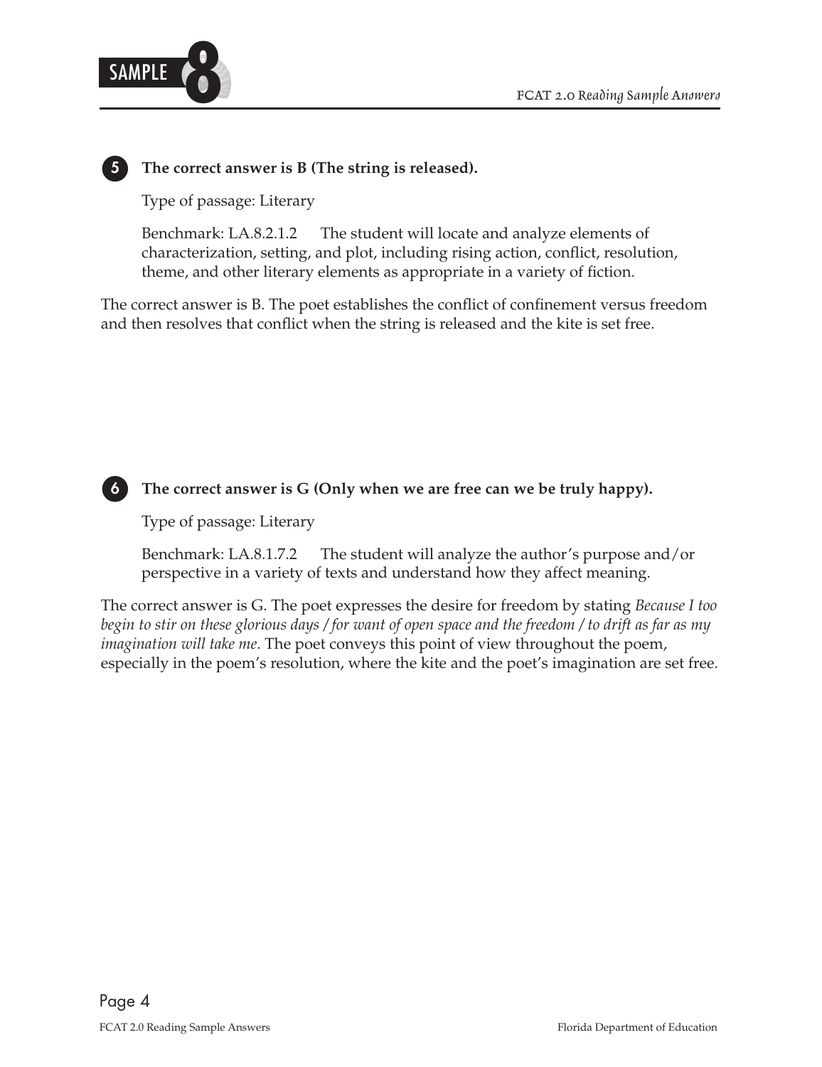**5 The correct answer is B (The string is released).**

Type of passage: Literary

Benchmark: LA.8.2.1.2 The student will locate and analyze elements of characterization, setting, and plot, including rising action, conflict, resolution, theme, and other literary elements as appropriate in a variety of fiction.

The correct answer is B. The poet establishes the conflict of confinement versus freedom and then resolves that conflict when the string is released and the kite is set free.

**6 The correct answer is G (Only when we are free can we be truly happy).**

Type of passage: Literary

Benchmark: LA.8.1.7.2 The student will analyze the author's purpose and/or perspective in a variety of texts and understand how they affect meaning.

The correct answer is G. The poet expresses the desire for freedom by stating *Because I too begin to stir on these glorious days / for want of open space and the freedom / to drift as far as my imagination will take me*. The poet conveys this point of view throughout the poem, especially in the poem's resolution, where the kite and the poet's imagination are set free.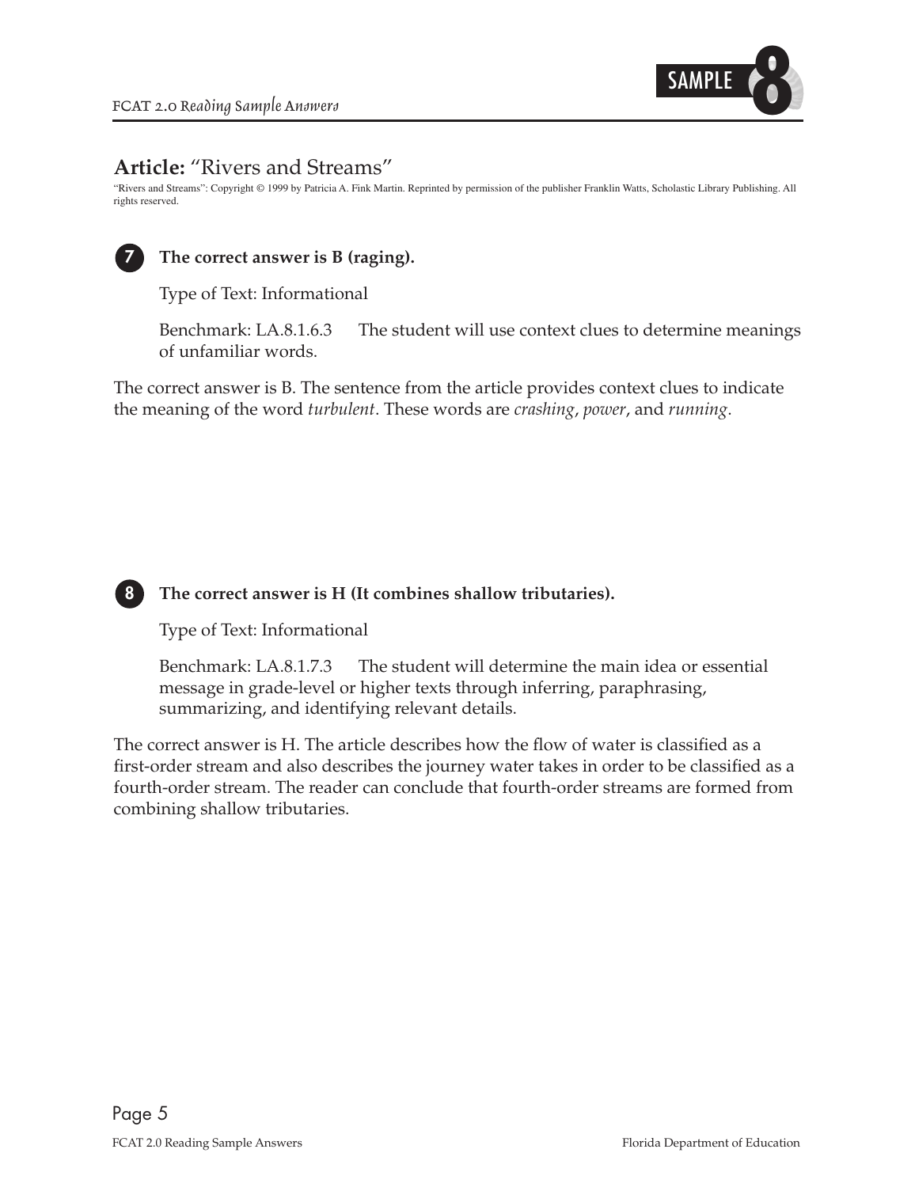## Article: "Rivers and Streams"

"Rivers and Streams": Copyright © 1999 by Patricia A. Fink Martin. Reprinted by permission of the publisher Franklin Watts, Scholastic Library Publishing. All rights reserved.

**7** **The correct answer is B (raging).**

Type of Text: Informational

Benchmark: LA.8.1.6.3 The student will use context clues to determine meanings of unfamiliar words.

The correct answer is B. The sentence from the article provides context clues to indicate the meaning of the word *turbulent*. These words are *crashing*, *power*, and *running*.

**8** **The correct answer is H (It combines shallow tributaries).**

Type of Text: Informational

Benchmark: LA.8.1.7.3 The student will determine the main idea or essential message in grade-level or higher texts through inferring, paraphrasing, summarizing, and identifying relevant details.

The correct answer is H. The article describes how the flow of water is classified as a first-order stream and also describes the journey water takes in order to be classified as a fourth-order stream. The reader can conclude that fourth-order streams are formed from combining shallow tributaries.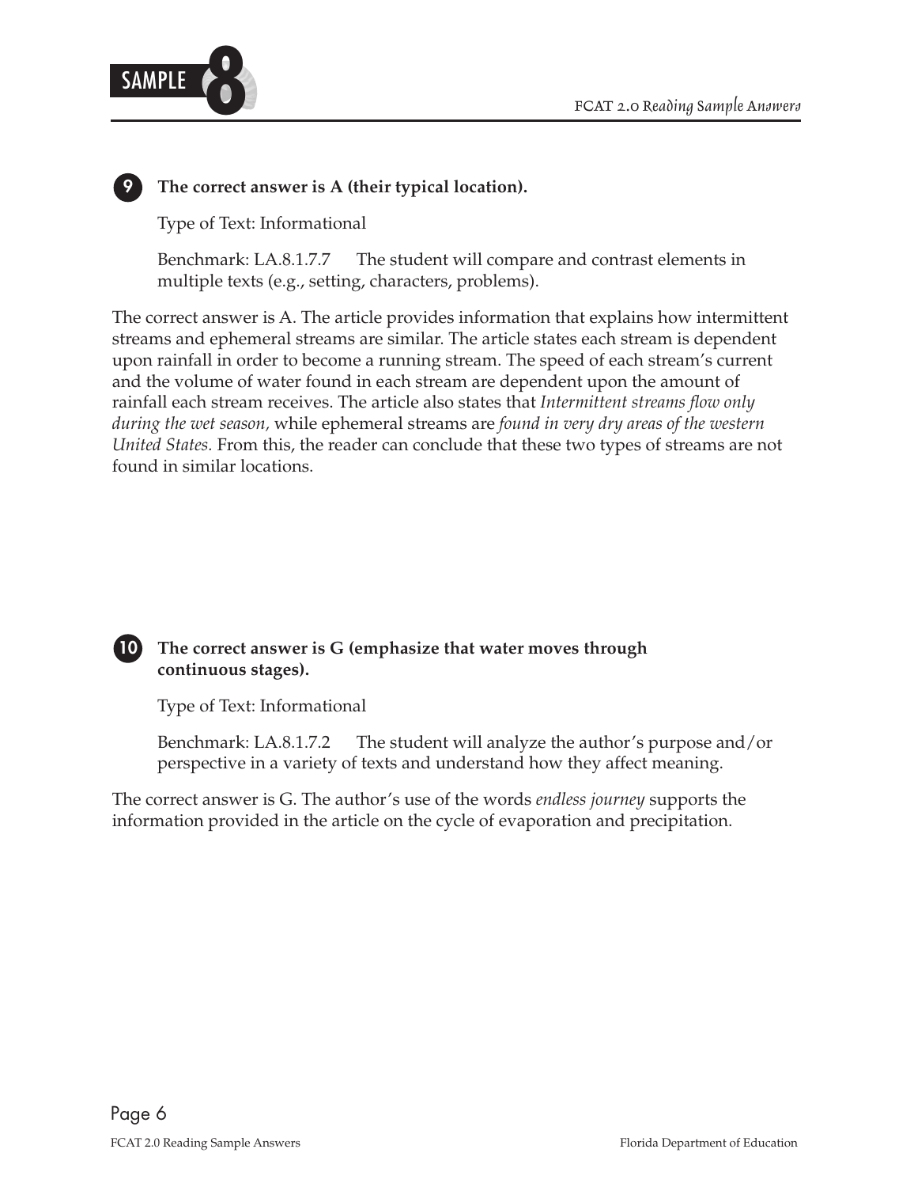**9** **The correct answer is A (their typical location).**

Type of Text: Informational

Benchmark: LA.8.1.7.7 The student will compare and contrast elements in multiple texts (e.g., setting, characters, problems).

The correct answer is A. The article provides information that explains how intermittent streams and ephemeral streams are similar. The article states each stream is dependent upon rainfall in order to become a running stream. The speed of each stream's current and the volume of water found in each stream are dependent upon the amount of rainfall each stream receives. The article also states that *Intermittent streams flow only during the wet season,* while ephemeral streams are *found in very dry areas of the western United States.* From this, the reader can conclude that these two types of streams are not found in similar locations.

**10** **The correct answer is G (emphasize that water moves through continuous stages).**

Type of Text: Informational

Benchmark: LA.8.1.7.2 The student will analyze the author's purpose and/or perspective in a variety of texts and understand how they affect meaning.

The correct answer is G. The author's use of the words *endless journey* supports the information provided in the article on the cycle of evaporation and precipitation.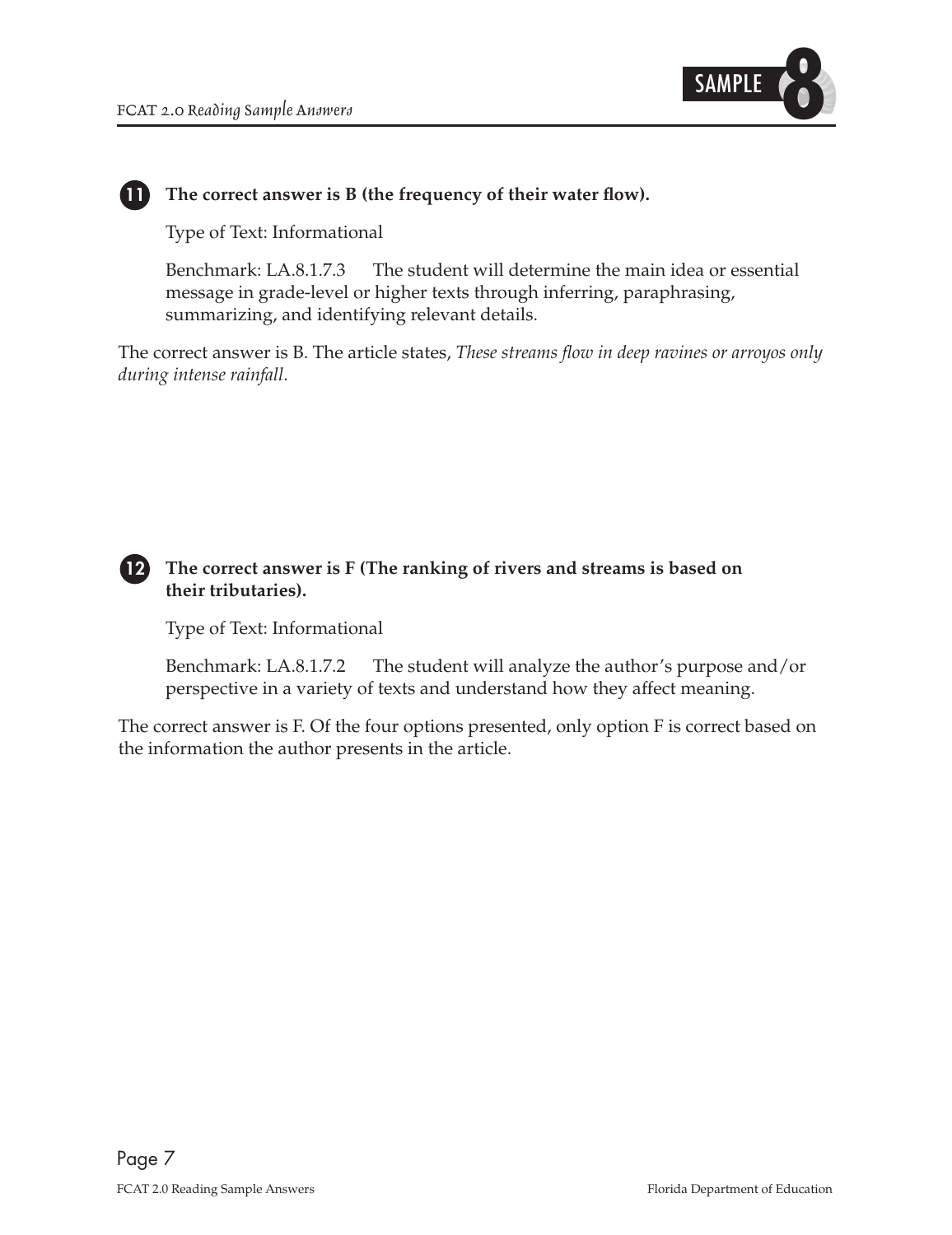**11** **The correct answer is B (the frequency of their water flow).**

Type of Text: Informational

Benchmark: LA.8.1.7.3 The student will determine the main idea or essential message in grade-level or higher texts through inferring, paraphrasing, summarizing, and identifying relevant details.

The correct answer is B. The article states, *These streams flow in deep ravines or arroyos only during intense rainfall.*

**12** **The correct answer is F (The ranking of rivers and streams is based on their tributaries).**

Type of Text: Informational

Benchmark: LA.8.1.7.2 The student will analyze the author's purpose and/or perspective in a variety of texts and understand how they affect meaning.

The correct answer is F. Of the four options presented, only option F is correct based on the information the author presents in the article.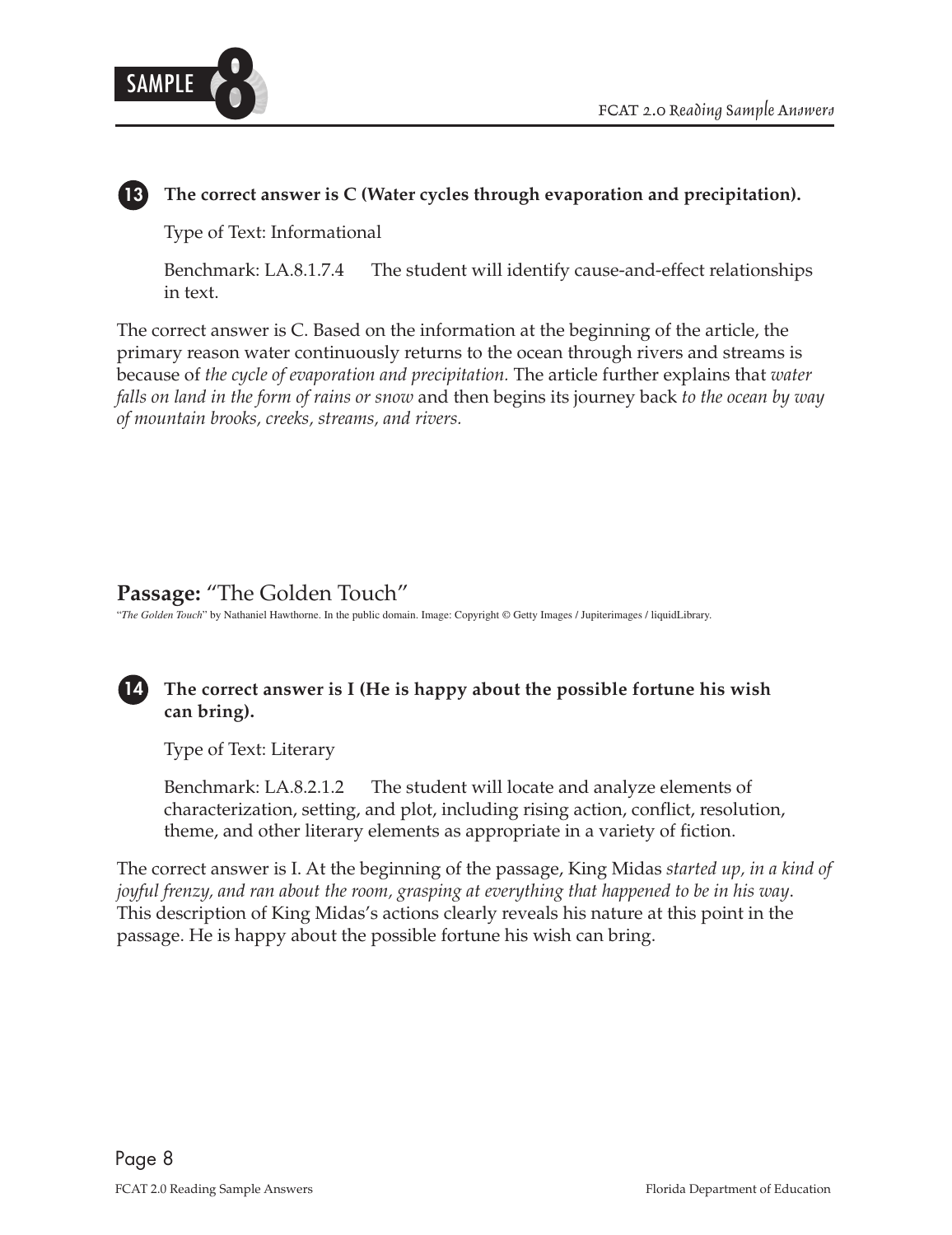**13** **The correct answer is C (Water cycles through evaporation and precipitation).**

Type of Text: Informational

Benchmark: LA.8.1.7.4 The student will identify cause-and-effect relationships in text.

The correct answer is C. Based on the information at the beginning of the article, the primary reason water continuously returns to the ocean through rivers and streams is because of *the cycle of evaporation and precipitation.* The article further explains that *water falls on land in the form of rains or snow* and then begins its journey back *to the ocean by way of mountain brooks, creeks, streams, and rivers.*

## **Passage:** "The Golden Touch"

"*The Golden Touch*" by Nathaniel Hawthorne. In the public domain. Image: Copyright © Getty Images / Jupiterimages / liquidLibrary.

**14** **The correct answer is I (He is happy about the possible fortune his wish can bring).**

Type of Text: Literary

Benchmark: LA.8.2.1.2 The student will locate and analyze elements of characterization, setting, and plot, including rising action, conflict, resolution, theme, and other literary elements as appropriate in a variety of fiction.

The correct answer is I. At the beginning of the passage, King Midas *started up, in a kind of joyful frenzy, and ran about the room, grasping at everything that happened to be in his way*. This description of King Midas's actions clearly reveals his nature at this point in the passage. He is happy about the possible fortune his wish can bring.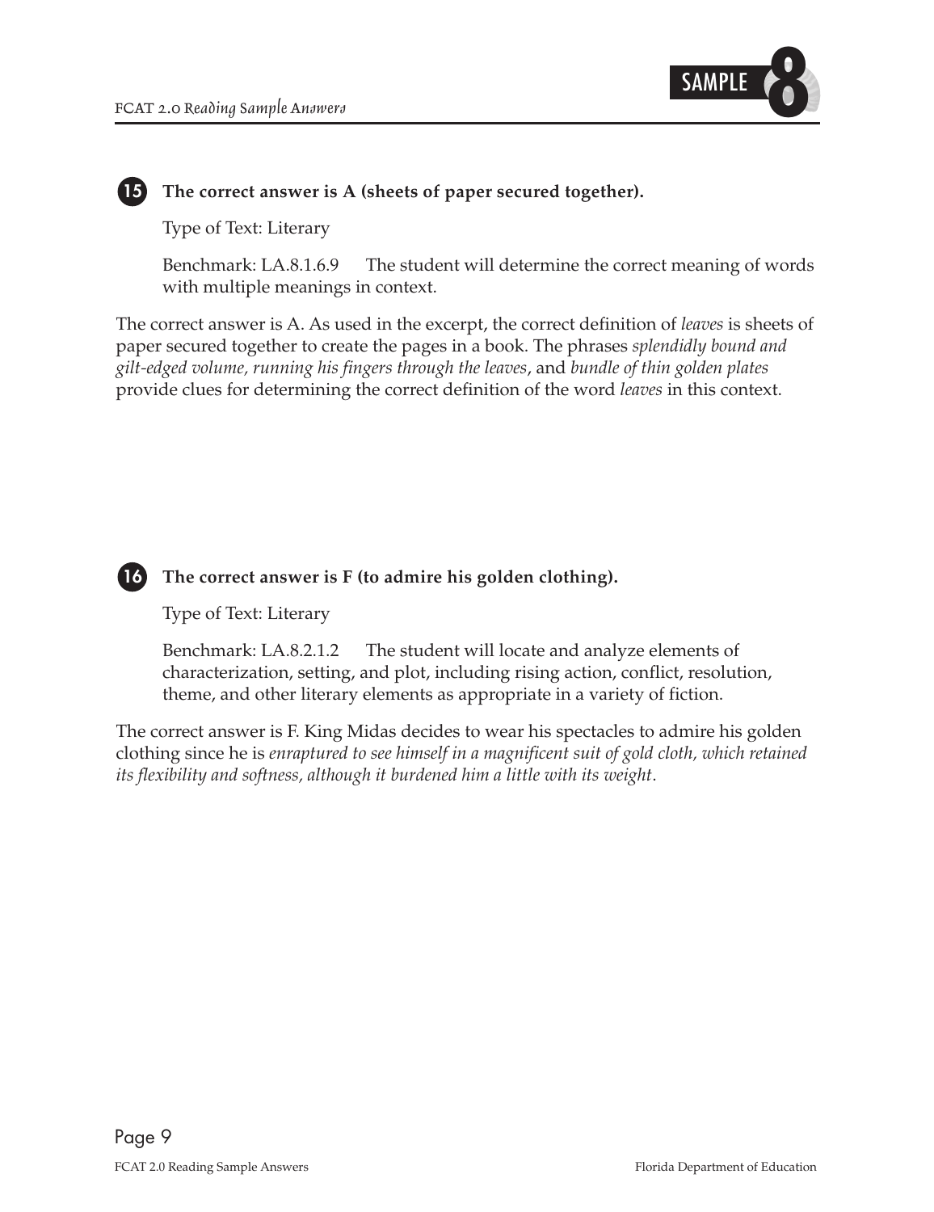**15** **The correct answer is A (sheets of paper secured together).**

Type of Text: Literary

Benchmark: LA.8.1.6.9 The student will determine the correct meaning of words with multiple meanings in context.

The correct answer is A. As used in the excerpt, the correct definition of *leaves* is sheets of paper secured together to create the pages in a book. The phrases *splendidly bound and gilt-edged volume, running his fingers through the leaves*, and *bundle of thin golden plates* provide clues for determining the correct definition of the word *leaves* in this context.

**16** **The correct answer is F (to admire his golden clothing).**

Type of Text: Literary

Benchmark: LA.8.2.1.2 The student will locate and analyze elements of characterization, setting, and plot, including rising action, conflict, resolution, theme, and other literary elements as appropriate in a variety of fiction.

The correct answer is F. King Midas decides to wear his spectacles to admire his golden clothing since he is *enraptured to see himself in a magnificent suit of gold cloth, which retained its flexibility and softness, although it burdened him a little with its weight*.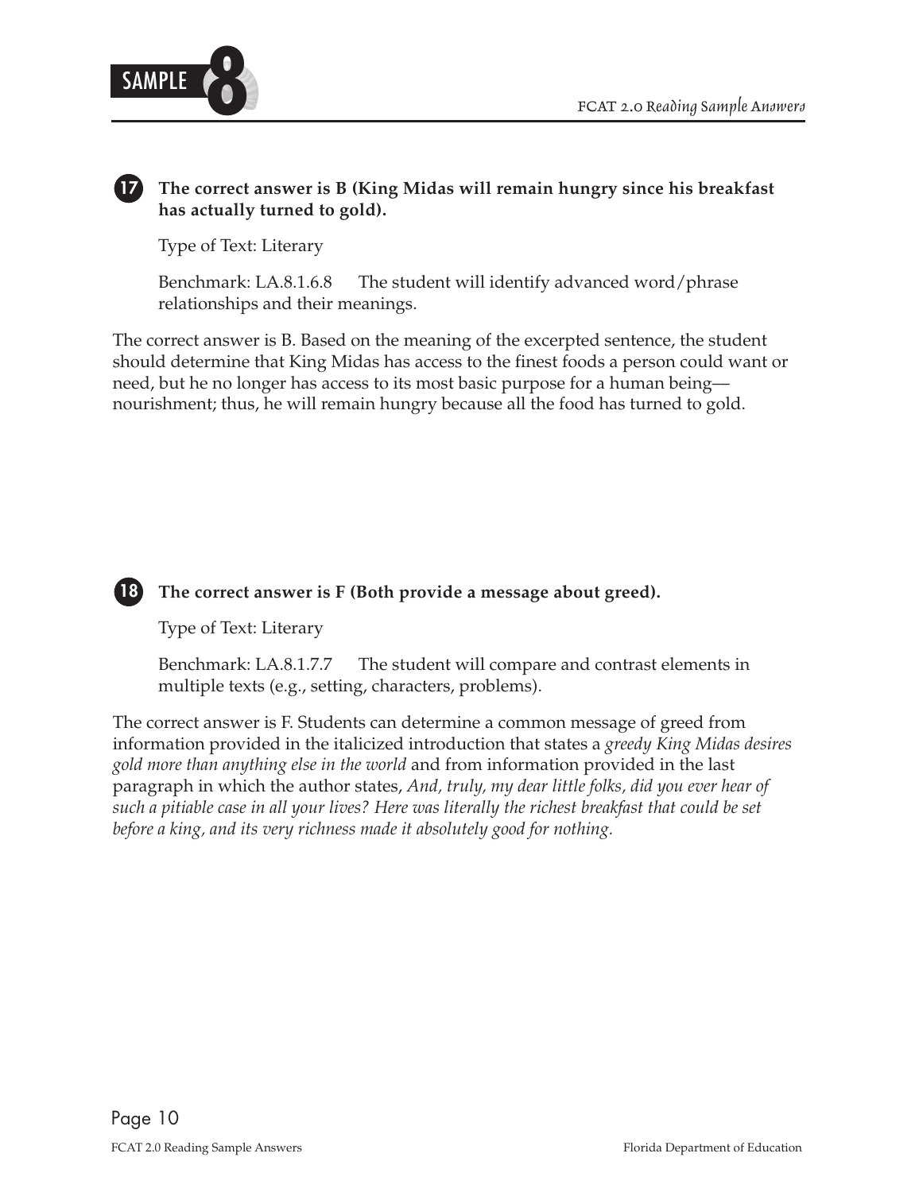**17** **The correct answer is B (King Midas will remain hungry since his breakfast has actually turned to gold).**

Type of Text: Literary

Benchmark: LA.8.1.6.8 The student will identify advanced word/phrase relationships and their meanings.

The correct answer is B. Based on the meaning of the excerpted sentence, the student should determine that King Midas has access to the finest foods a person could want or need, but he no longer has access to its most basic purpose for a human being—nourishment; thus, he will remain hungry because all the food has turned to gold.

**18** **The correct answer is F (Both provide a message about greed).**

Type of Text: Literary

Benchmark: LA.8.1.7.7 The student will compare and contrast elements in multiple texts (e.g., setting, characters, problems).

The correct answer is F. Students can determine a common message of greed from information provided in the italicized introduction that states a *greedy King Midas desires gold more than anything else in the world* and from information provided in the last paragraph in which the author states, *And, truly, my dear little folks, did you ever hear of such a pitiable case in all your lives? Here was literally the richest breakfast that could be set before a king, and its very richness made it absolutely good for nothing.*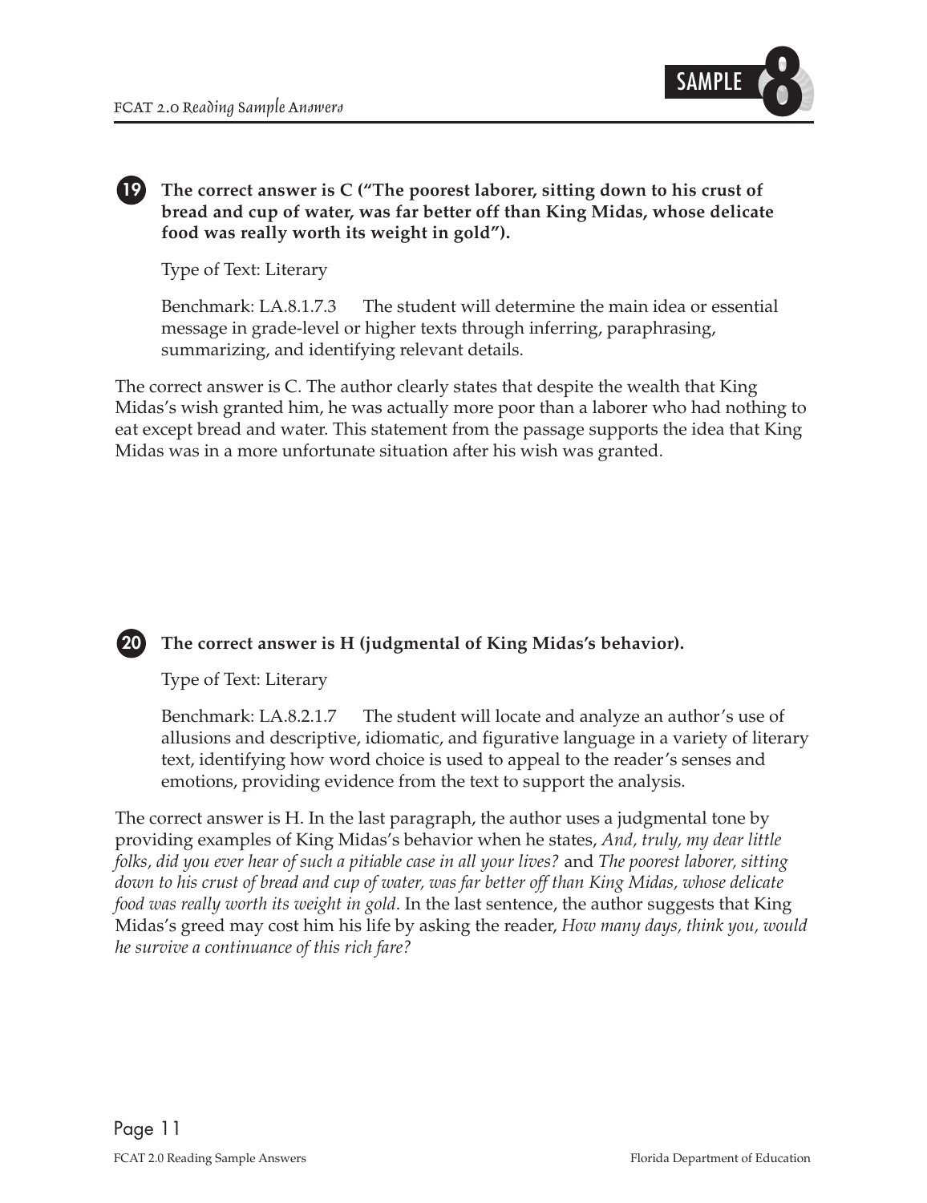**19** **The correct answer is C ("The poorest laborer, sitting down to his crust of bread and cup of water, was far better off than King Midas, whose delicate food was really worth its weight in gold").**

Type of Text: Literary

Benchmark: LA.8.1.7.3 The student will determine the main idea or essential message in grade-level or higher texts through inferring, paraphrasing, summarizing, and identifying relevant details.

The correct answer is C. The author clearly states that despite the wealth that King Midas's wish granted him, he was actually more poor than a laborer who had nothing to eat except bread and water. This statement from the passage supports the idea that King Midas was in a more unfortunate situation after his wish was granted.

**20** **The correct answer is H (judgmental of King Midas's behavior).**

Type of Text: Literary

Benchmark: LA.8.2.1.7 The student will locate and analyze an author's use of allusions and descriptive, idiomatic, and figurative language in a variety of literary text, identifying how word choice is used to appeal to the reader's senses and emotions, providing evidence from the text to support the analysis.

The correct answer is H. In the last paragraph, the author uses a judgmental tone by providing examples of King Midas's behavior when he states, *And, truly, my dear little folks, did you ever hear of such a pitiable case in all your lives?* and *The poorest laborer, sitting down to his crust of bread and cup of water, was far better off than King Midas, whose delicate food was really worth its weight in gold*. In the last sentence, the author suggests that King Midas's greed may cost him his life by asking the reader, *How many days, think you, would he survive a continuance of this rich fare?*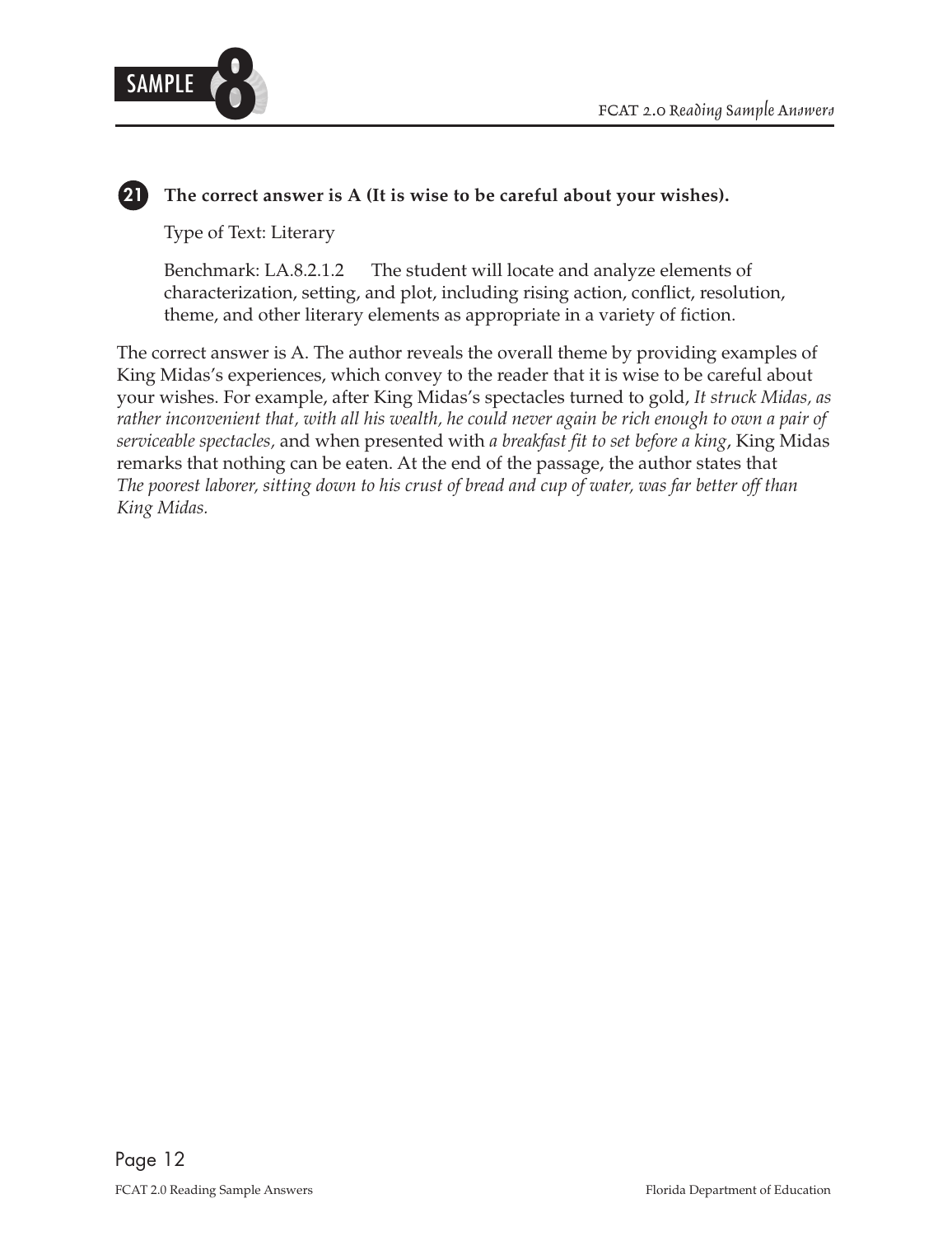**21** **The correct answer is A (It is wise to be careful about your wishes).**

Type of Text: Literary

Benchmark: LA.8.2.1.2 The student will locate and analyze elements of characterization, setting, and plot, including rising action, conflict, resolution, theme, and other literary elements as appropriate in a variety of fiction.

The correct answer is A. The author reveals the overall theme by providing examples of King Midas's experiences, which convey to the reader that it is wise to be careful about your wishes. For example, after King Midas's spectacles turned to gold, *It struck Midas, as rather inconvenient that, with all his wealth, he could never again be rich enough to own a pair of serviceable spectacles,* and when presented with *a breakfast fit to set before a king*, King Midas remarks that nothing can be eaten. At the end of the passage, the author states that *The poorest laborer, sitting down to his crust of bread and cup of water, was far better off than King Midas.*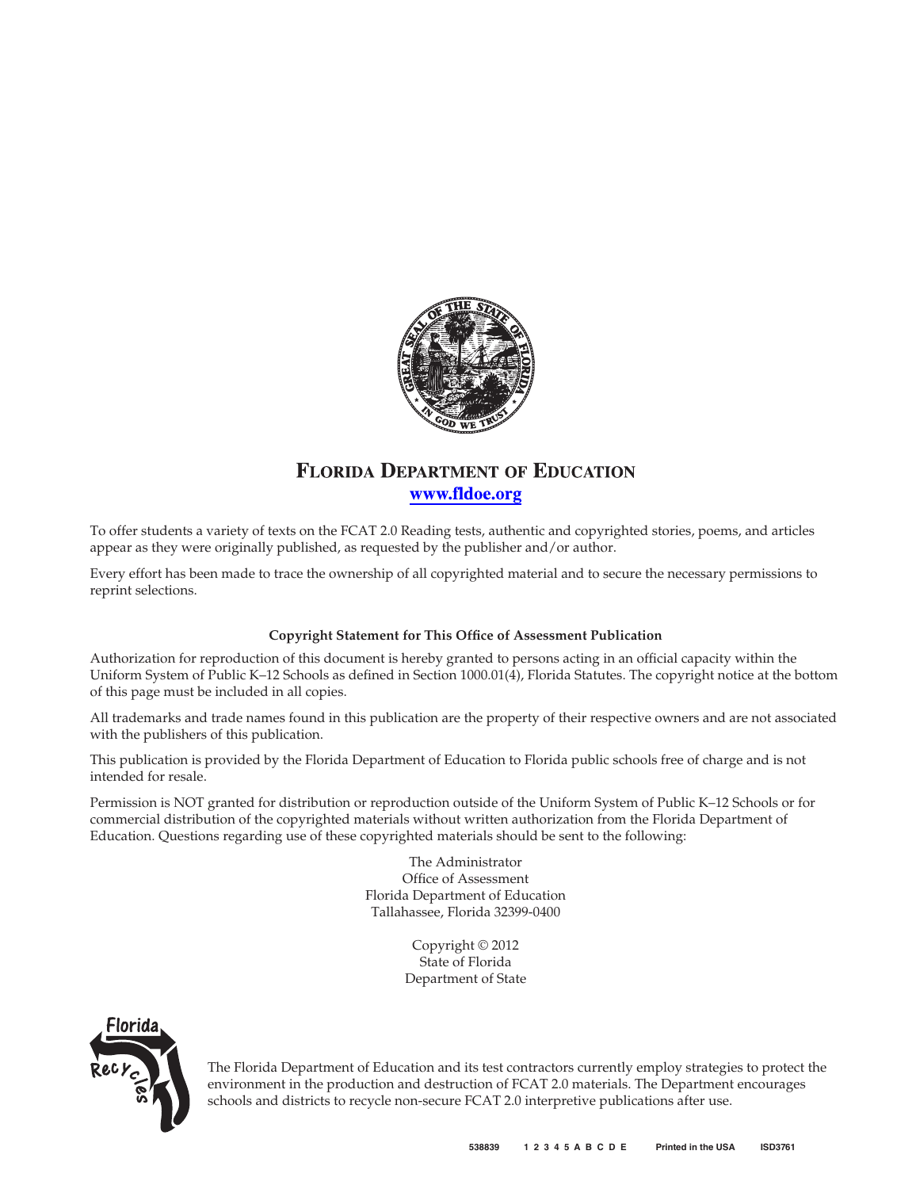## Florida Department of Education

www.fldoe.org

To offer students a variety of texts on the FCAT 2.0 Reading tests, authentic and copyrighted stories, poems, and articles appear as they were originally published, as requested by the publisher and/or author.

Every effort has been made to trace the ownership of all copyrighted material and to secure the necessary permissions to reprint selections.

**Copyright Statement for This Office of Assessment Publication**

Authorization for reproduction of this document is hereby granted to persons acting in an official capacity within the Uniform System of Public K–12 Schools as defined in Section 1000.01(4), Florida Statutes. The copyright notice at the bottom of this page must be included in all copies.

All trademarks and trade names found in this publication are the property of their respective owners and are not associated with the publishers of this publication.

This publication is provided by the Florida Department of Education to Florida public schools free of charge and is not intended for resale.

Permission is NOT granted for distribution or reproduction outside of the Uniform System of Public K–12 Schools or for commercial distribution of the copyrighted materials without written authorization from the Florida Department of Education. Questions regarding use of these copyrighted materials should be sent to the following:

The Administrator
Office of Assessment
Florida Department of Education
Tallahassee, Florida 32399-0400

Copyright © 2012
State of Florida
Department of State

The Florida Department of Education and its test contractors currently employ strategies to protect the environment in the production and destruction of FCAT 2.0 materials. The Department encourages schools and districts to recycle non-secure FCAT 2.0 interpretive publications after use.

538839 1 2 3 4 5 A B C D E Printed in the USA ISD3761